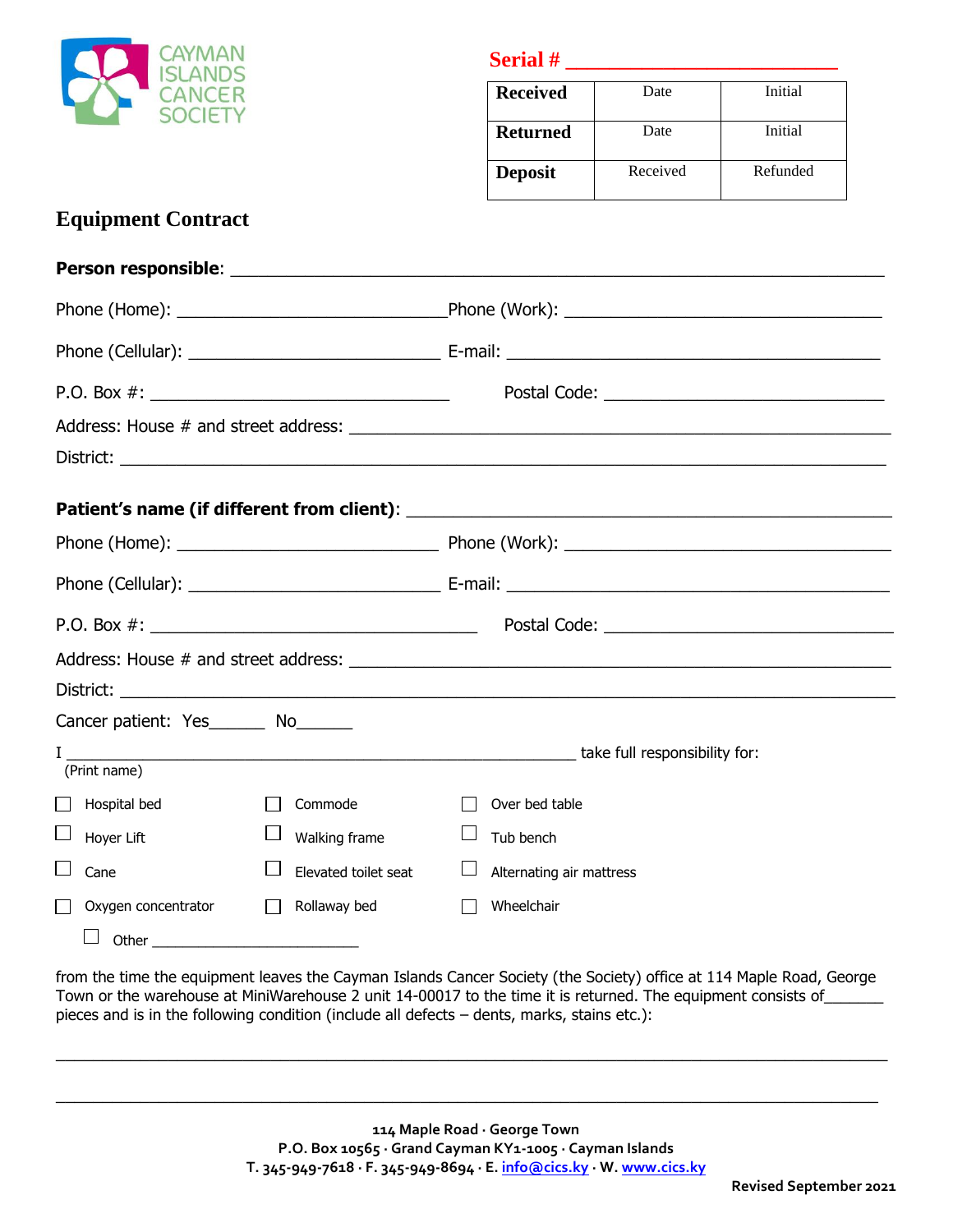CAYMAN ISLANDS CANCER SOCIETY

**Serial #** ___________________________

| **Received** | Date | Initial |
| --- | --- | --- |
| **Returned** | Date | Initial |
| **Deposit** | Received | Refunded |

## Equipment Contract

**Person responsible**: ___________________________________________________________________

Phone (Home): ____________________________ Phone (Work): __________________________________

Phone (Cellular): ___________________________ E-mail: __________________________________________

P.O. Box #: _________________________________ Postal Code: ______________________________

Address: House # and street address: ___________________________________________________________

District: _____________________________________________________________________________________

**Patient's name (if different from client)**: _______________________________________________

Phone (Home): ____________________________ Phone (Work): __________________________________

Phone (Cellular): ___________________________ E-mail: __________________________________________

P.O. Box #: _____________________________________ Postal Code: _________________________________

Address: House # and street address: ___________________________________________________________

District: _____________________________________________________________________________________

Cancer patient: Yes______ No______

I _______________________________________________________ take full responsibility for:
(Print name)

- ☐ Hospital bed
- ☐ Commode
- ☐ Over bed table
- ☐ Hoyer Lift
- ☐ Walking frame
- ☐ Tub bench
- ☐ Cane
- ☐ Elevated toilet seat
- ☐ Alternating air mattress
- ☐ Oxygen concentrator
- ☐ Rollaway bed
- ☐ Wheelchair
- ☐ Other __________________________

from the time the equipment leaves the Cayman Islands Cancer Society (the Society) office at 114 Maple Road, George Town or the warehouse at MiniWarehouse 2 unit 14-00017 to the time it is returned. The equipment consists of_______ pieces and is in the following condition (include all defects – dents, marks, stains etc.):

_____________________________________________________________________________________________

_____________________________________________________________________________________________

114 Maple Road · George Town
P.O. Box 10565 · Grand Cayman KY1-1005 · Cayman Islands
T. 345-949-7618 · F. 345-949-8694 · E. info@cics.ky · W. www.cics.ky

Revised September 2021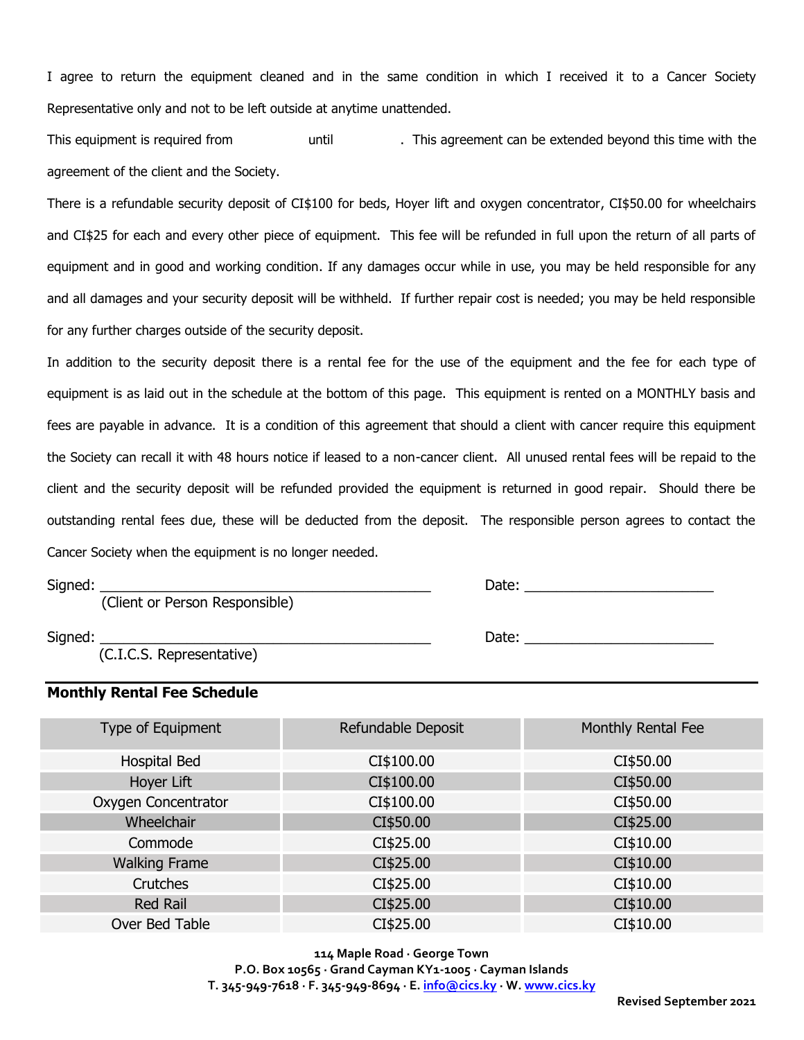I agree to return the equipment cleaned and in the same condition in which I received it to a Cancer Society Representative only and not to be left outside at anytime unattended.

This equipment is required from until . This agreement can be extended beyond this time with the agreement of the client and the Society.

There is a refundable security deposit of CI$100 for beds, Hoyer lift and oxygen concentrator, CI$50.00 for wheelchairs and CI$25 for each and every other piece of equipment. This fee will be refunded in full upon the return of all parts of equipment and in good and working condition. If any damages occur while in use, you may be held responsible for any and all damages and your security deposit will be withheld. If further repair cost is needed; you may be held responsible for any further charges outside of the security deposit.

In addition to the security deposit there is a rental fee for the use of the equipment and the fee for each type of equipment is as laid out in the schedule at the bottom of this page. This equipment is rented on a MONTHLY basis and fees are payable in advance. It is a condition of this agreement that should a client with cancer require this equipment the Society can recall it with 48 hours notice if leased to a non-cancer client. All unused rental fees will be repaid to the client and the security deposit will be refunded provided the equipment is returned in good repair. Should there be outstanding rental fees due, these will be deducted from the deposit. The responsible person agrees to contact the Cancer Society when the equipment is no longer needed.

Signed: ___________________________________________ Date: ________________________
(Client or Person Responsible)

Signed: ___________________________________________ Date: ________________________
(C.I.C.S. Representative)

**Monthly Rental Fee Schedule**

| Type of Equipment | Refundable Deposit | Monthly Rental Fee |
|---|---|---|
| Hospital Bed | CI$100.00 | CI$50.00 |
| Hoyer Lift | CI$100.00 | CI$50.00 |
| Oxygen Concentrator | CI$100.00 | CI$50.00 |
| Wheelchair | CI$50.00 | CI$25.00 |
| Commode | CI$25.00 | CI$10.00 |
| Walking Frame | CI$25.00 | CI$10.00 |
| Crutches | CI$25.00 | CI$10.00 |
| Red Rail | CI$25.00 | CI$10.00 |
| Over Bed Table | CI$25.00 | CI$10.00 |

**114 Maple Road · George Town**
**P.O. Box 10565 · Grand Cayman KY1-1005 · Cayman Islands**
**T. 345-949-7618 · F. 345-949-8694 · E. info@cics.ky · W. www.cics.ky**

**Revised September 2021**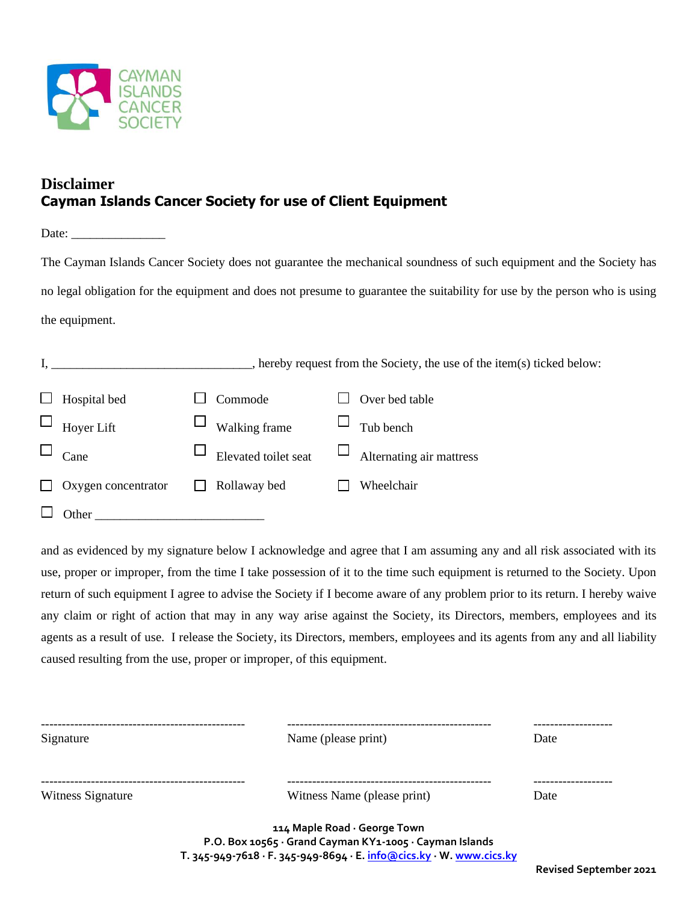CAYMAN ISLANDS CANCER SOCIETY

# Disclaimer

## Cayman Islands Cancer Society for use of Client Equipment

Date: _______________

The Cayman Islands Cancer Society does not guarantee the mechanical soundness of such equipment and the Society has no legal obligation for the equipment and does not presume to guarantee the suitability for use by the person who is using the equipment.

I, ________________________________, hereby request from the Society, the use of the item(s) ticked below:

- ☐ Hospital bed
- ☐ Commode
- ☐ Over bed table
- ☐ Hoyer Lift
- ☐ Walking frame
- ☐ Tub bench
- ☐ Cane
- ☐ Elevated toilet seat
- ☐ Alternating air mattress
- ☐ Oxygen concentrator
- ☐ Rollaway bed
- ☐ Wheelchair
- ☐ Other __________________________

and as evidenced by my signature below I acknowledge and agree that I am assuming any and all risk associated with its use, proper or improper, from the time I take possession of it to the time such equipment is returned to the Society. Upon return of such equipment I agree to advise the Society if I become aware of any problem prior to its return. I hereby waive any claim or right of action that may in any way arise against the Society, its Directors, members, employees and its agents as a result of use. I release the Society, its Directors, members, employees and its agents from any and all liability caused resulting from the use, proper or improper, of this equipment.

| | | |
|---|---|---|
| ------------------------------------------------- | ------------------------------------------------- | ------------------- |
| Signature | Name (please print) | Date |
| ------------------------------------------------- | ------------------------------------------------- | ------------------- |
| Witness Signature | Witness Name (please print) | Date |

**114 Maple Road · George Town**
**P.O. Box 10565 · Grand Cayman KY1-1005 · Cayman Islands**
**T. 345-949-7618 · F. 345-949-8694 · E. info@cics.ky · W. www.cics.ky**

**Revised September 2021**